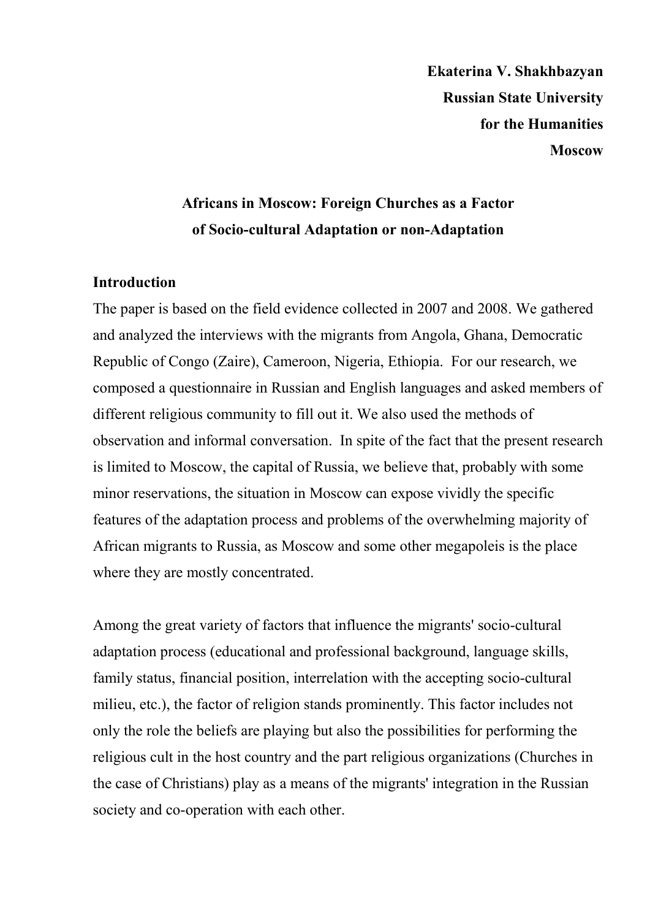**Ekaterina V. Shakhbazyan**
**Russian State University**
**for the Humanities**
**Moscow**

# Africans in Moscow: Foreign Churches as a Factor of Socio-cultural Adaptation or non-Adaptation

## Introduction

The paper is based on the field evidence collected in 2007 and 2008. We gathered and analyzed the interviews with the migrants from Angola, Ghana, Democratic Republic of Congo (Zaire), Cameroon, Nigeria, Ethiopia. For our research, we composed a questionnaire in Russian and English languages and asked members of different religious community to fill out it. We also used the methods of observation and informal conversation. In spite of the fact that the present research is limited to Moscow, the capital of Russia, we believe that, probably with some minor reservations, the situation in Moscow can expose vividly the specific features of the adaptation process and problems of the overwhelming majority of African migrants to Russia, as Moscow and some other megapoleis is the place where they are mostly concentrated.

Among the great variety of factors that influence the migrants' socio-cultural adaptation process (educational and professional background, language skills, family status, financial position, interrelation with the accepting socio-cultural milieu, etc.), the factor of religion stands prominently. This factor includes not only the role the beliefs are playing but also the possibilities for performing the religious cult in the host country and the part religious organizations (Churches in the case of Christians) play as a means of the migrants' integration in the Russian society and co-operation with each other.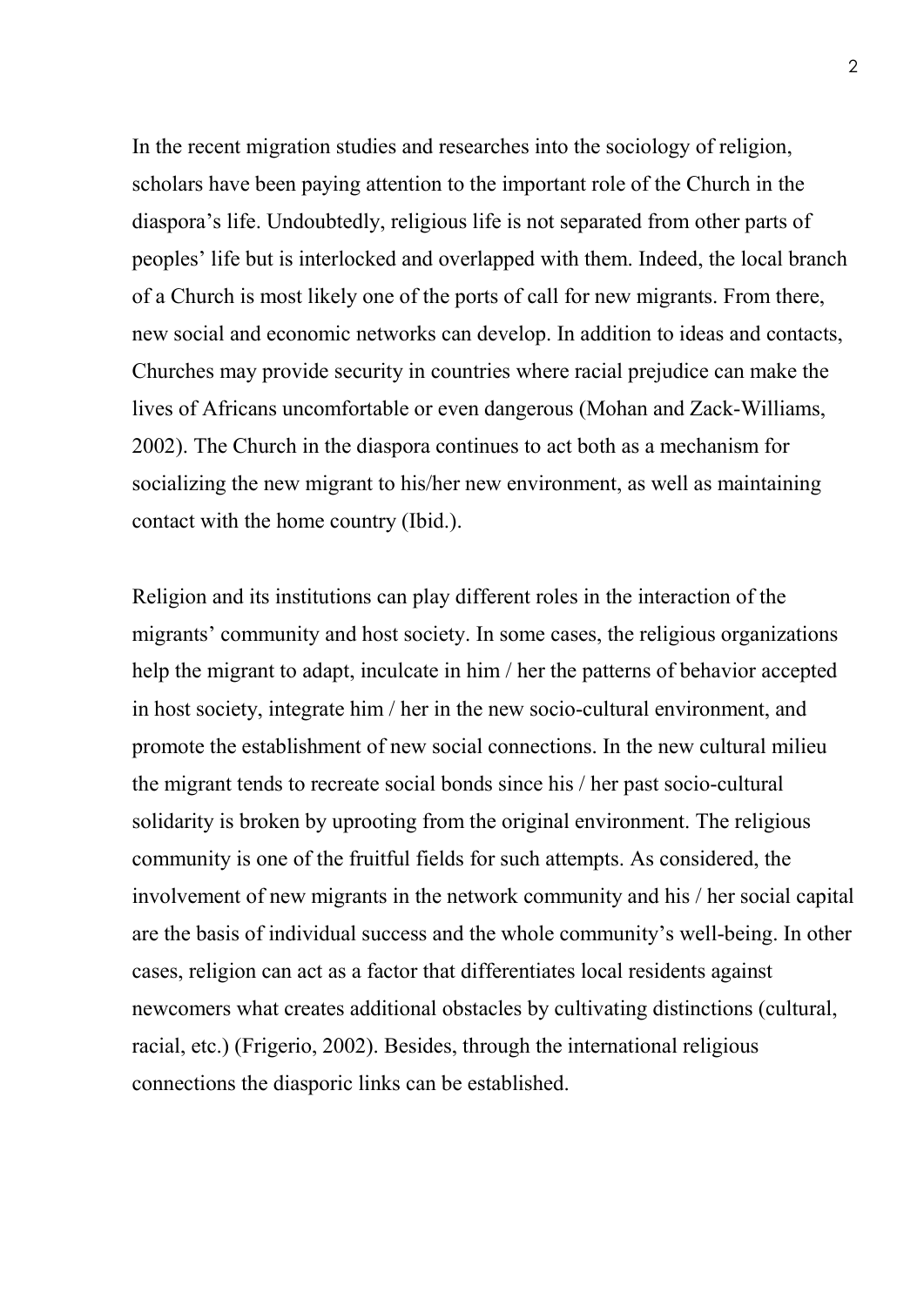In the recent migration studies and researches into the sociology of religion, scholars have been paying attention to the important role of the Church in the diaspora's life. Undoubtedly, religious life is not separated from other parts of peoples' life but is interlocked and overlapped with them. Indeed, the local branch of a Church is most likely one of the ports of call for new migrants. From there, new social and economic networks can develop. In addition to ideas and contacts, Churches may provide security in countries where racial prejudice can make the lives of Africans uncomfortable or even dangerous (Mohan and Zack-Williams, 2002). The Church in the diaspora continues to act both as a mechanism for socializing the new migrant to his/her new environment, as well as maintaining contact with the home country (Ibid.).

Religion and its institutions can play different roles in the interaction of the migrants' community and host society. In some cases, the religious organizations help the migrant to adapt, inculcate in him / her the patterns of behavior accepted in host society, integrate him / her in the new socio-cultural environment, and promote the establishment of new social connections. In the new cultural milieu the migrant tends to recreate social bonds since his / her past socio-cultural solidarity is broken by uprooting from the original environment. The religious community is one of the fruitful fields for such attempts. As considered, the involvement of new migrants in the network community and his / her social capital are the basis of individual success and the whole community's well-being. In other cases, religion can act as a factor that differentiates local residents against newcomers what creates additional obstacles by cultivating distinctions (cultural, racial, etc.) (Frigerio, 2002). Besides, through the international religious connections the diasporic links can be established.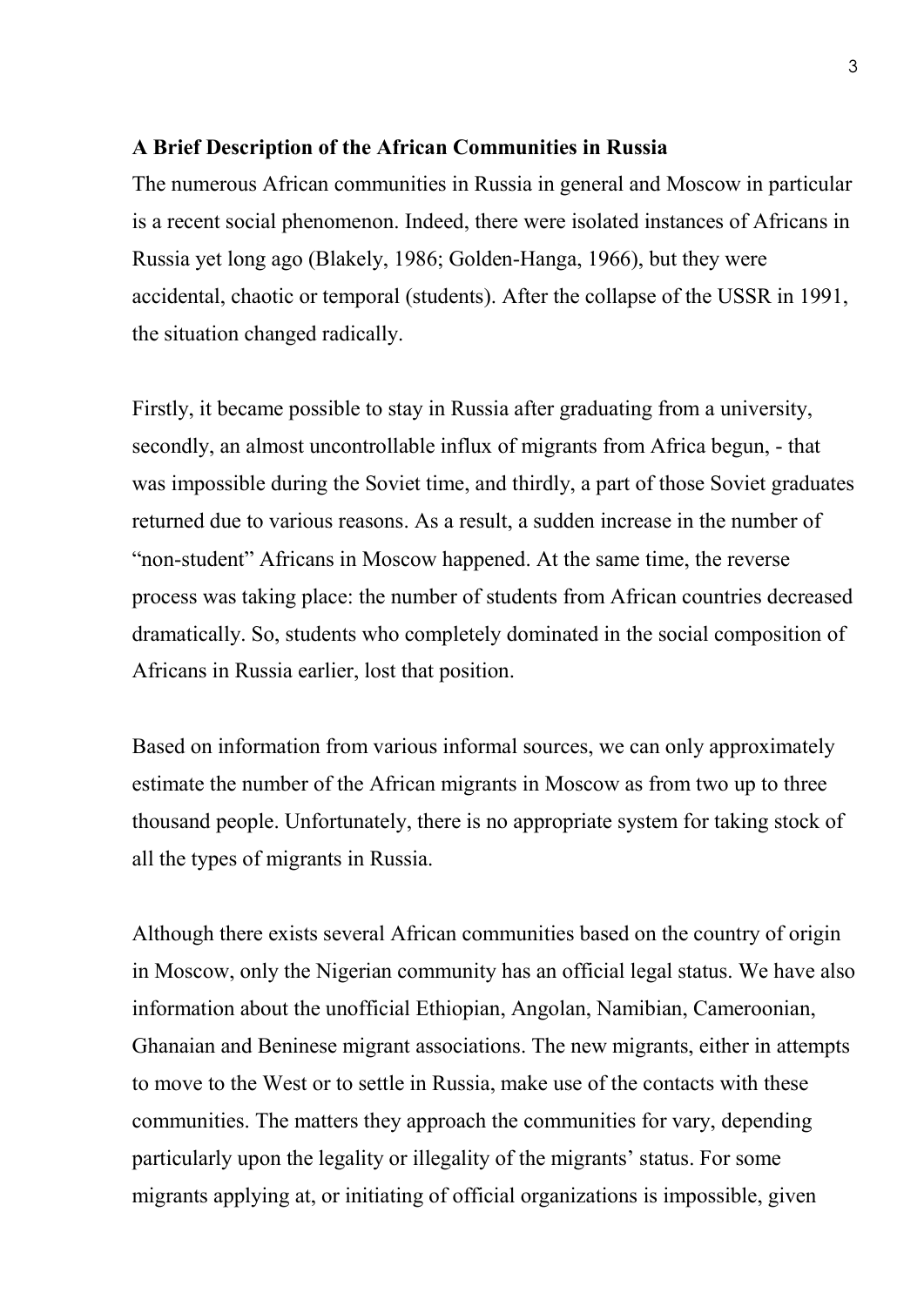**A Brief Description of the African Communities in Russia**

The numerous African communities in Russia in general and Moscow in particular is a recent social phenomenon. Indeed, there were isolated instances of Africans in Russia yet long ago (Blakely, 1986; Golden-Hanga, 1966), but they were accidental, chaotic or temporal (students). After the collapse of the USSR in 1991, the situation changed radically.

Firstly, it became possible to stay in Russia after graduating from a university, secondly, an almost uncontrollable influx of migrants from Africa begun, - that was impossible during the Soviet time, and thirdly, a part of those Soviet graduates returned due to various reasons. As a result, a sudden increase in the number of "non-student" Africans in Moscow happened. At the same time, the reverse process was taking place: the number of students from African countries decreased dramatically. So, students who completely dominated in the social composition of Africans in Russia earlier, lost that position.

Based on information from various informal sources, we can only approximately estimate the number of the African migrants in Moscow as from two up to three thousand people. Unfortunately, there is no appropriate system for taking stock of all the types of migrants in Russia.

Although there exists several African communities based on the country of origin in Moscow, only the Nigerian community has an official legal status. We have also information about the unofficial Ethiopian, Angolan, Namibian, Cameroonian, Ghanaian and Beninese migrant associations. The new migrants, either in attempts to move to the West or to settle in Russia, make use of the contacts with these communities. The matters they approach the communities for vary, depending particularly upon the legality or illegality of the migrants' status. For some migrants applying at, or initiating of official organizations is impossible, given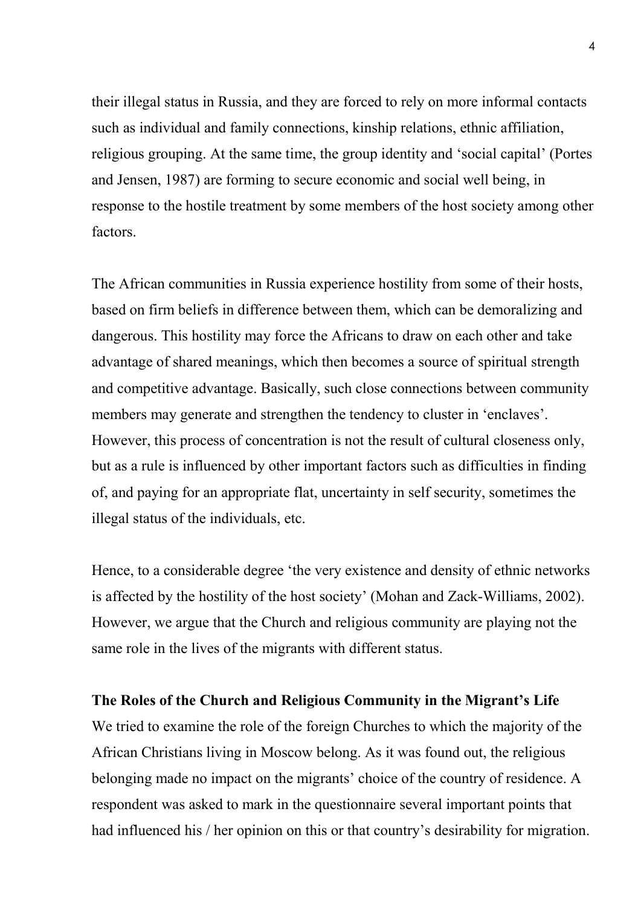their illegal status in Russia, and they are forced to rely on more informal contacts such as individual and family connections, kinship relations, ethnic affiliation, religious grouping. At the same time, the group identity and 'social capital' (Portes and Jensen, 1987) are forming to secure economic and social well being, in response to the hostile treatment by some members of the host society among other factors.

The African communities in Russia experience hostility from some of their hosts, based on firm beliefs in difference between them, which can be demoralizing and dangerous. This hostility may force the Africans to draw on each other and take advantage of shared meanings, which then becomes a source of spiritual strength and competitive advantage. Basically, such close connections between community members may generate and strengthen the tendency to cluster in 'enclaves'. However, this process of concentration is not the result of cultural closeness only, but as a rule is influenced by other important factors such as difficulties in finding of, and paying for an appropriate flat, uncertainty in self security, sometimes the illegal status of the individuals, etc.

Hence, to a considerable degree 'the very existence and density of ethnic networks is affected by the hostility of the host society' (Mohan and Zack-Williams, 2002). However, we argue that the Church and religious community are playing not the same role in the lives of the migrants with different status.

**The Roles of the Church and Religious Community in the Migrant's Life**

We tried to examine the role of the foreign Churches to which the majority of the African Christians living in Moscow belong. As it was found out, the religious belonging made no impact on the migrants' choice of the country of residence. A respondent was asked to mark in the questionnaire several important points that had influenced his / her opinion on this or that country's desirability for migration.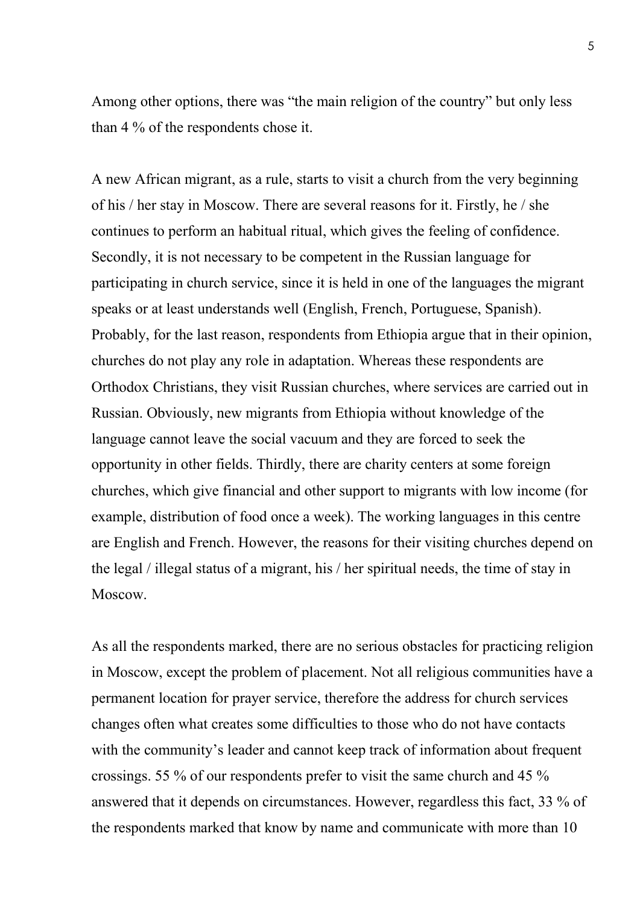Among other options, there was "the main religion of the country" but only less than 4 % of the respondents chose it.

A new African migrant, as a rule, starts to visit a church from the very beginning of his / her stay in Moscow. There are several reasons for it. Firstly, he / she continues to perform an habitual ritual, which gives the feeling of confidence. Secondly, it is not necessary to be competent in the Russian language for participating in church service, since it is held in one of the languages the migrant speaks or at least understands well (English, French, Portuguese, Spanish). Probably, for the last reason, respondents from Ethiopia argue that in their opinion, churches do not play any role in adaptation. Whereas these respondents are Orthodox Christians, they visit Russian churches, where services are carried out in Russian. Obviously, new migrants from Ethiopia without knowledge of the language cannot leave the social vacuum and they are forced to seek the opportunity in other fields. Thirdly, there are charity centers at some foreign churches, which give financial and other support to migrants with low income (for example, distribution of food once a week). The working languages in this centre are English and French. However, the reasons for their visiting churches depend on the legal / illegal status of a migrant, his / her spiritual needs, the time of stay in Moscow.

As all the respondents marked, there are no serious obstacles for practicing religion in Moscow, except the problem of placement. Not all religious communities have a permanent location for prayer service, therefore the address for church services changes often what creates some difficulties to those who do not have contacts with the community's leader and cannot keep track of information about frequent crossings. 55 % of our respondents prefer to visit the same church and 45 % answered that it depends on circumstances. However, regardless this fact, 33 % of the respondents marked that know by name and communicate with more than 10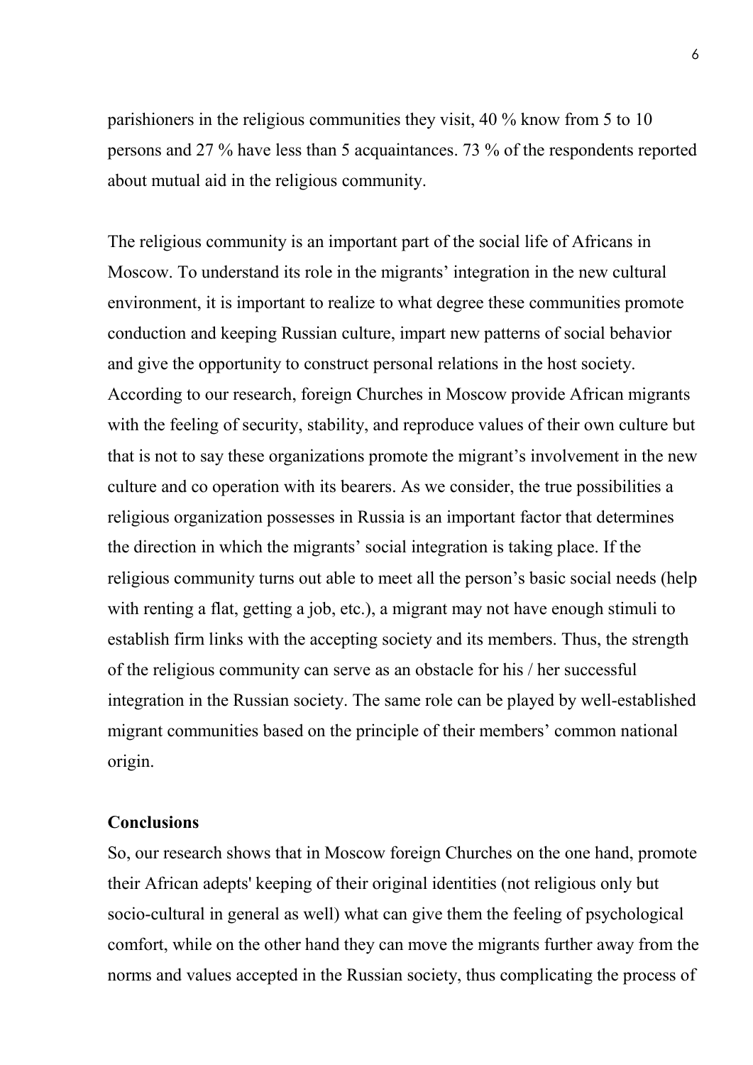parishioners in the religious communities they visit, 40 % know from 5 to 10 persons and 27 % have less than 5 acquaintances. 73 % of the respondents reported about mutual aid in the religious community.

The religious community is an important part of the social life of Africans in Moscow. To understand its role in the migrants' integration in the new cultural environment, it is important to realize to what degree these communities promote conduction and keeping Russian culture, impart new patterns of social behavior and give the opportunity to construct personal relations in the host society. According to our research, foreign Churches in Moscow provide African migrants with the feeling of security, stability, and reproduce values of their own culture but that is not to say these organizations promote the migrant's involvement in the new culture and co operation with its bearers. As we consider, the true possibilities a religious organization possesses in Russia is an important factor that determines the direction in which the migrants' social integration is taking place. If the religious community turns out able to meet all the person's basic social needs (help with renting a flat, getting a job, etc.), a migrant may not have enough stimuli to establish firm links with the accepting society and its members. Thus, the strength of the religious community can serve as an obstacle for his / her successful integration in the Russian society. The same role can be played by well-established migrant communities based on the principle of their members' common national origin.

## Conclusions

So, our research shows that in Moscow foreign Churches on the one hand, promote their African adepts' keeping of their original identities (not religious only but socio-cultural in general as well) what can give them the feeling of psychological comfort, while on the other hand they can move the migrants further away from the norms and values accepted in the Russian society, thus complicating the process of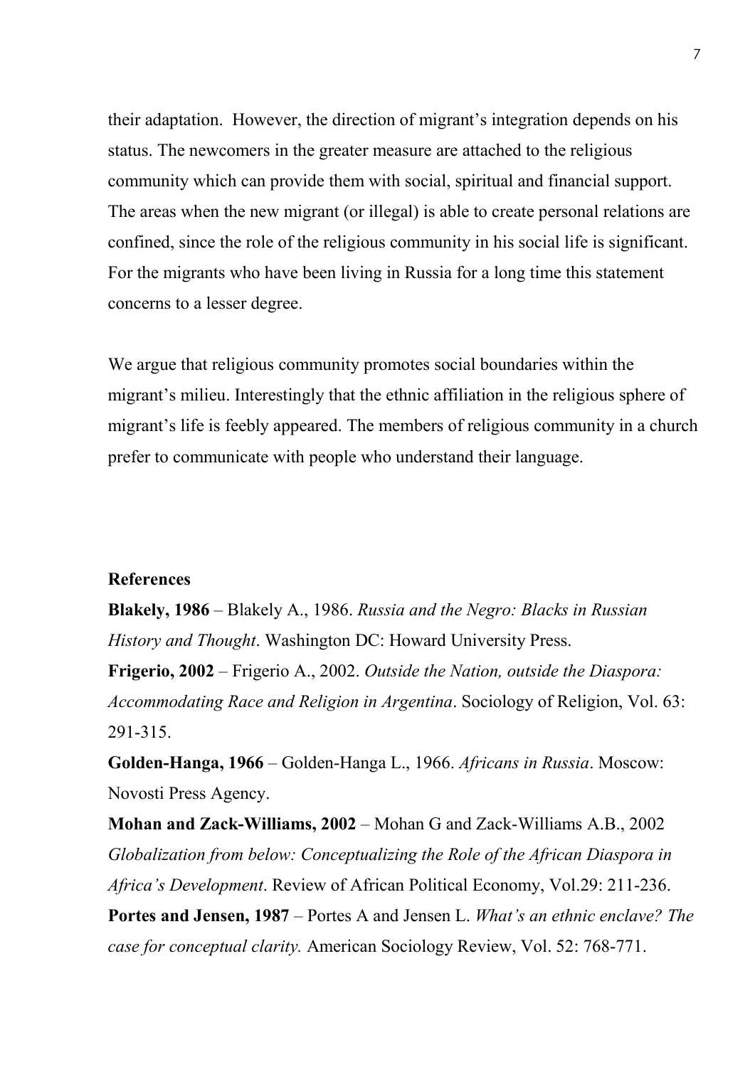their adaptation. However, the direction of migrant's integration depends on his status. The newcomers in the greater measure are attached to the religious community which can provide them with social, spiritual and financial support. The areas when the new migrant (or illegal) is able to create personal relations are confined, since the role of the religious community in his social life is significant. For the migrants who have been living in Russia for a long time this statement concerns to a lesser degree.

We argue that religious community promotes social boundaries within the migrant's milieu. Interestingly that the ethnic affiliation in the religious sphere of migrant's life is feebly appeared. The members of religious community in a church prefer to communicate with people who understand their language.

**References**

**Blakely, 1986** – Blakely A., 1986. *Russia and the Negro: Blacks in Russian History and Thought*. Washington DC: Howard University Press.

**Frigerio, 2002** – Frigerio A., 2002. *Outside the Nation, outside the Diaspora: Accommodating Race and Religion in Argentina*. Sociology of Religion, Vol. 63: 291-315.

**Golden-Hanga, 1966** – Golden-Hanga L., 1966. *Africans in Russia*. Moscow: Novosti Press Agency.

**Mohan and Zack-Williams, 2002** – Mohan G and Zack-Williams A.B., 2002 *Globalization from below: Conceptualizing the Role of the African Diaspora in Africa's Development*. Review of African Political Economy, Vol.29: 211-236.

**Portes and Jensen, 1987** – Portes A and Jensen L. *What's an ethnic enclave? The case for conceptual clarity.* American Sociology Review, Vol. 52: 768-771.